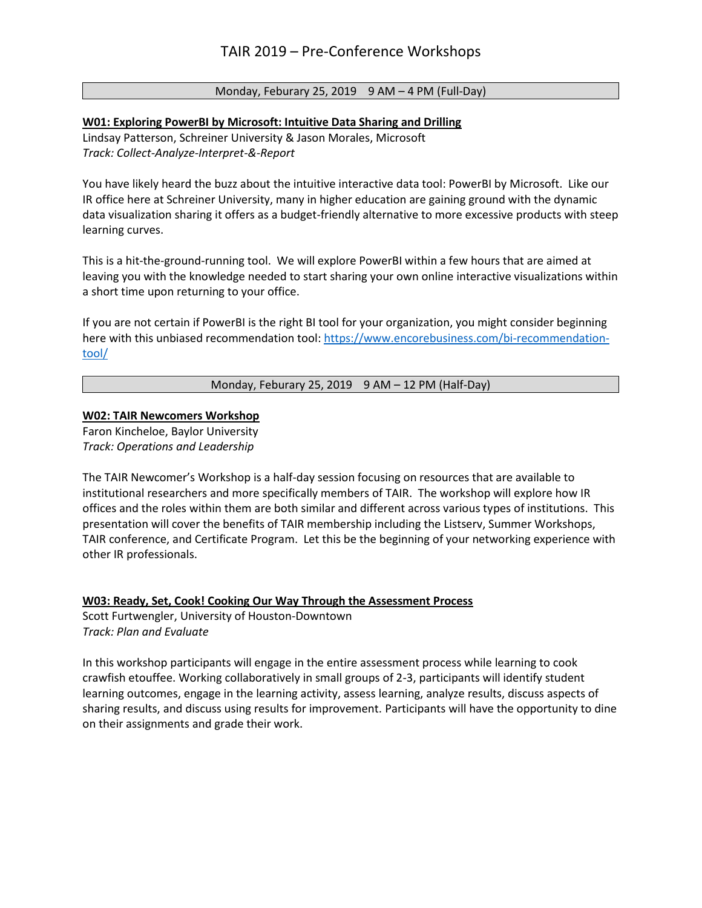# TAIR 2019 – Pre-Conference Workshops

**Monday, Feburary 25, 2019 9 AM – 4 PM (Full-Day)**

**W01: Exploring PowerBI by Microsoft: Intuitive Data Sharing and Drilling**

Lindsay Patterson, Schreiner University & Jason Morales, Microsoft

*Track: Collect-Analyze-Interpret-&-Report*

You have likely heard the buzz about the intuitive interactive data tool: PowerBI by Microsoft. Like our IR office here at Schreiner University, many in higher education are gaining ground with the dynamic data visualization sharing it offers as a budget-friendly alternative to more excessive products with steep learning curves.

This is a hit-the-ground-running tool. We will explore PowerBI within a few hours that are aimed at leaving you with the knowledge needed to start sharing your own online interactive visualizations within a short time upon returning to your office.

If you are not certain if PowerBI is the right BI tool for your organization, you might consider beginning here with this unbiased recommendation tool: https://www.encorebusiness.com/bi-recommendation-tool/

**Monday, Feburary 25, 2019 9 AM – 12 PM (Half-Day)**

**W02: TAIR Newcomers Workshop**

Faron Kincheloe, Baylor University

*Track: Operations and Leadership*

The TAIR Newcomer's Workshop is a half-day session focusing on resources that are available to institutional researchers and more specifically members of TAIR. The workshop will explore how IR offices and the roles within them are both similar and different across various types of institutions. This presentation will cover the benefits of TAIR membership including the Listserv, Summer Workshops, TAIR conference, and Certificate Program. Let this be the beginning of your networking experience with other IR professionals.

**W03: Ready, Set, Cook! Cooking Our Way Through the Assessment Process**

Scott Furtwengler, University of Houston-Downtown

*Track: Plan and Evaluate*

In this workshop participants will engage in the entire assessment process while learning to cook crawfish etouffee. Working collaboratively in small groups of 2-3, participants will identify student learning outcomes, engage in the learning activity, assess learning, analyze results, discuss aspects of sharing results, and discuss using results for improvement. Participants will have the opportunity to dine on their assignments and grade their work.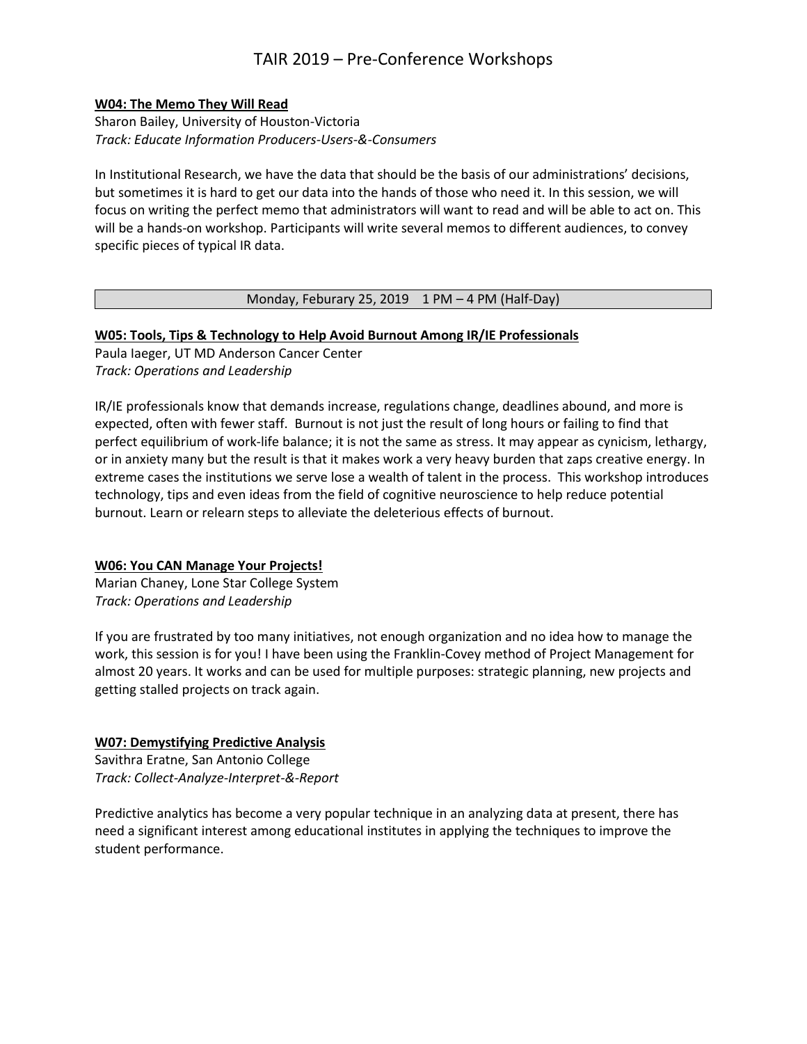**W04: The Memo They Will Read**

Sharon Bailey, University of Houston-Victoria
*Track: Educate Information Producers-Users-&-Consumers*

In Institutional Research, we have the data that should be the basis of our administrations' decisions, but sometimes it is hard to get our data into the hands of those who need it. In this session, we will focus on writing the perfect memo that administrators will want to read and will be able to act on. This will be a hands-on workshop. Participants will write several memos to different audiences, to convey specific pieces of typical IR data.

| Monday, Feburary 25, 2019 1 PM – 4 PM (Half-Day) |
|---|

**W05: Tools, Tips & Technology to Help Avoid Burnout Among IR/IE Professionals**

Paula Iaeger, UT MD Anderson Cancer Center
*Track: Operations and Leadership*

IR/IE professionals know that demands increase, regulations change, deadlines abound, and more is expected, often with fewer staff. Burnout is not just the result of long hours or failing to find that perfect equilibrium of work-life balance; it is not the same as stress. It may appear as cynicism, lethargy, or in anxiety many but the result is that it makes work a very heavy burden that zaps creative energy. In extreme cases the institutions we serve lose a wealth of talent in the process. This workshop introduces technology, tips and even ideas from the field of cognitive neuroscience to help reduce potential burnout. Learn or relearn steps to alleviate the deleterious effects of burnout.

**W06: You CAN Manage Your Projects!**

Marian Chaney, Lone Star College System
*Track: Operations and Leadership*

If you are frustrated by too many initiatives, not enough organization and no idea how to manage the work, this session is for you! I have been using the Franklin-Covey method of Project Management for almost 20 years. It works and can be used for multiple purposes: strategic planning, new projects and getting stalled projects on track again.

**W07: Demystifying Predictive Analysis**

Savithra Eratne, San Antonio College
*Track: Collect-Analyze-Interpret-&-Report*

Predictive analytics has become a very popular technique in an analyzing data at present, there has need a significant interest among educational institutes in applying the techniques to improve the student performance.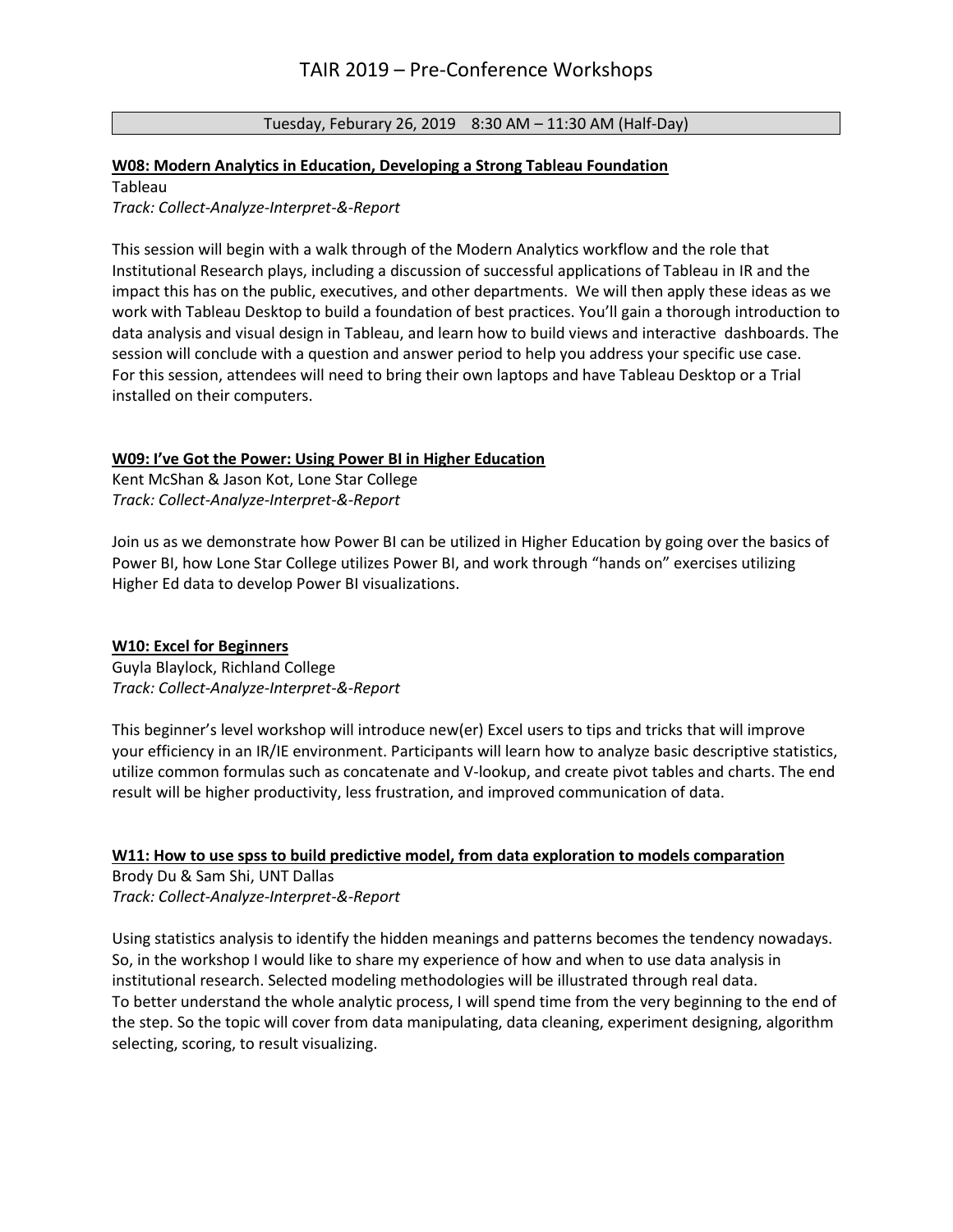# TAIR 2019 – Pre-Conference Workshops

Tuesday, Feburary 26, 2019    8:30 AM – 11:30 AM (Half-Day)

**W08: Modern Analytics in Education, Developing a Strong Tableau Foundation**

Tableau

*Track: Collect-Analyze-Interpret-&-Report*

This session will begin with a walk through of the Modern Analytics workflow and the role that Institutional Research plays, including a discussion of successful applications of Tableau in IR and the impact this has on the public, executives, and other departments. We will then apply these ideas as we work with Tableau Desktop to build a foundation of best practices. You'll gain a thorough introduction to data analysis and visual design in Tableau, and learn how to build views and interactive dashboards. The session will conclude with a question and answer period to help you address your specific use case. For this session, attendees will need to bring their own laptops and have Tableau Desktop or a Trial installed on their computers.

**W09: I've Got the Power: Using Power BI in Higher Education**

Kent McShan & Jason Kot, Lone Star College

*Track: Collect-Analyze-Interpret-&-Report*

Join us as we demonstrate how Power BI can be utilized in Higher Education by going over the basics of Power BI, how Lone Star College utilizes Power BI, and work through "hands on" exercises utilizing Higher Ed data to develop Power BI visualizations.

**W10: Excel for Beginners**

Guyla Blaylock, Richland College

*Track: Collect-Analyze-Interpret-&-Report*

This beginner's level workshop will introduce new(er) Excel users to tips and tricks that will improve your efficiency in an IR/IE environment. Participants will learn how to analyze basic descriptive statistics, utilize common formulas such as concatenate and V-lookup, and create pivot tables and charts. The end result will be higher productivity, less frustration, and improved communication of data.

**W11: How to use spss to build predictive model, from data exploration to models comparation**

Brody Du & Sam Shi, UNT Dallas

*Track: Collect-Analyze-Interpret-&-Report*

Using statistics analysis to identify the hidden meanings and patterns becomes the tendency nowadays. So, in the workshop I would like to share my experience of how and when to use data analysis in institutional research. Selected modeling methodologies will be illustrated through real data.
To better understand the whole analytic process, I will spend time from the very beginning to the end of the step. So the topic will cover from data manipulating, data cleaning, experiment designing, algorithm selecting, scoring, to result visualizing.